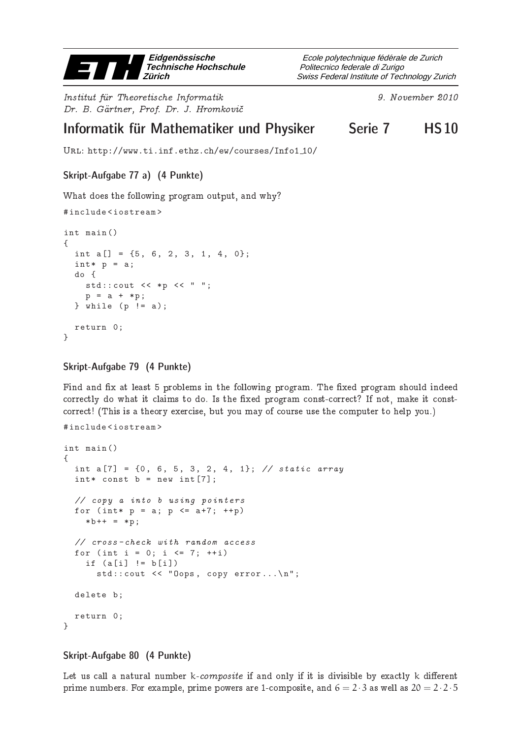**Eidgenössische Technische Hochschule Zürich** — Ecole polytechnique fédérale de Zurich — Politecnico federale di Zurigo — Swiss Federal Institute of Technology Zurich

*Institut für Theoretische Informatik*
*Dr. B. Gärtner, Prof. Dr. J. Hromkovič*

*9. November 2010*

# Informatik für Mathematiker und Physiker — Serie 7 — HS 10

URL: http://www.ti.inf.ethz.ch/ew/courses/Info1_10/

### Skript-Aufgabe 77 a) (4 Punkte)

What does the following program output, and why?

```
#include<iostream>

int main()
{
  int a[] = {5, 6, 2, 3, 1, 4, 0};
  int* p = a;
  do {
    std::cout << *p << " ";
    p = a + *p;
  } while (p != a);

  return 0;
}
```

### Skript-Aufgabe 79 (4 Punkte)

Find and fix at least 5 problems in the following program. The fixed program should indeed correctly do what it claims to do. Is the fixed program const-correct? If not, make it const-correct! (This is a theory exercise, but you may of course use the computer to help you.)

```
#include<iostream>

int main()
{
  int a[7] = {0, 6, 5, 3, 2, 4, 1}; // static array
  int* const b = new int[7];

  // copy a into b using pointers
  for (int* p = a; p <= a+7; ++p)
    *b++ = *p;

  // cross-check with random access
  for (int i = 0; i <= 7; ++i)
    if (a[i] != b[i])
      std::cout << "Oops, copy error...\n";

  delete b;

  return 0;
}
```

### Skript-Aufgabe 80 (4 Punkte)

Let us call a natural number k-*composite* if and only if it is divisible by exactly k different prime numbers. For example, prime powers are 1-composite, and $6 = 2 \cdot 3$ as well as $20 = 2 \cdot 2 \cdot 5$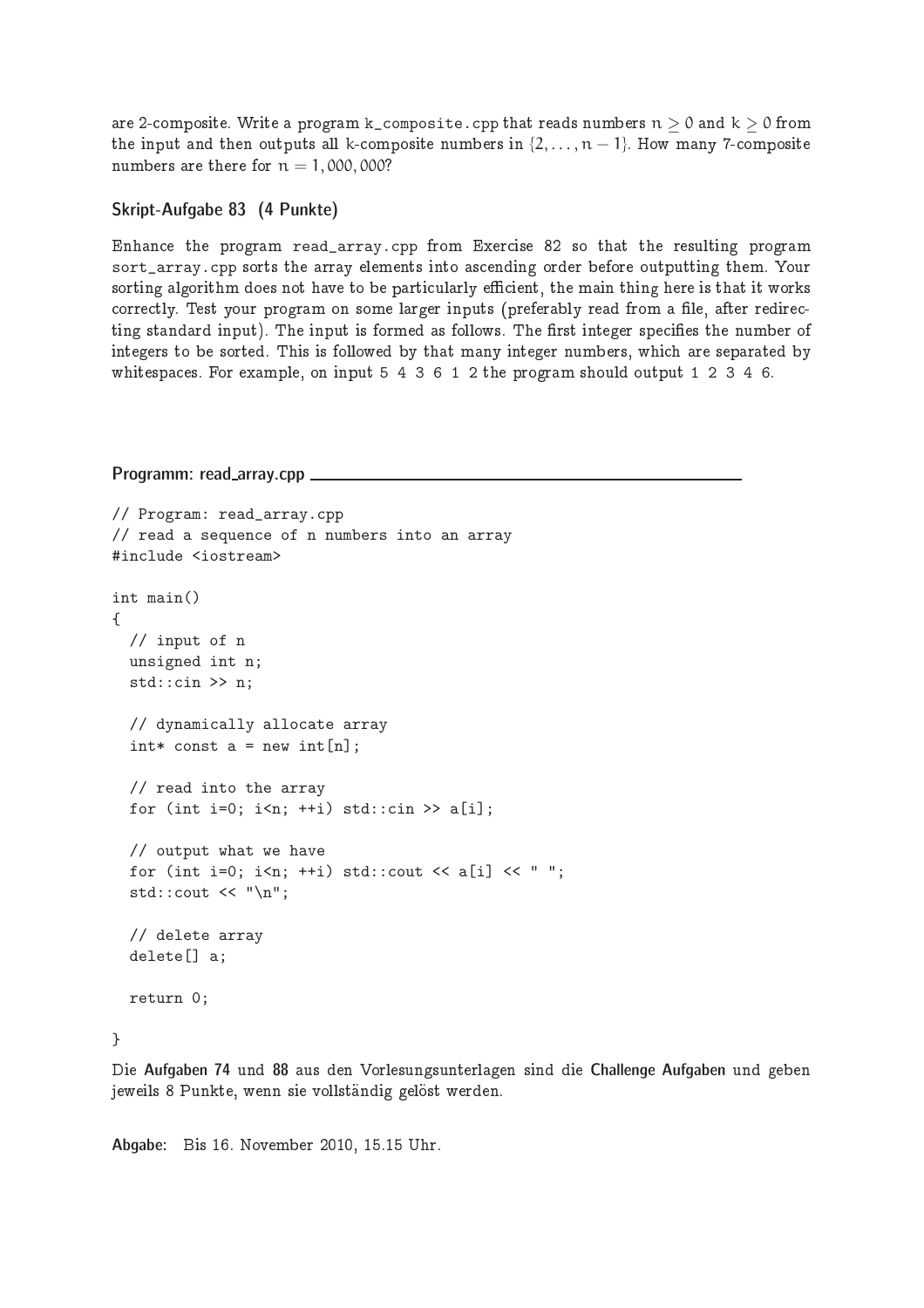are 2-composite. Write a program k_composite.cpp that reads numbers $n \geq 0$ and $k \geq 0$ from the input and then outputs all k-composite numbers in $\{2, \ldots, n-1\}$. How many 7-composite numbers are there for $n = 1,000,000$?

### Skript-Aufgabe 83 (4 Punkte)

Enhance the program read_array.cpp from Exercise 82 so that the resulting program sort_array.cpp sorts the array elements into ascending order before outputting them. Your sorting algorithm does not have to be particularly efficient, the main thing here is that it works correctly. Test your program on some larger inputs (preferably read from a file, after redirecting standard input). The input is formed as follows. The first integer specifies the number of integers to be sorted. This is followed by that many integer numbers, which are separated by whitespaces. For example, on input 5 4 3 6 1 2 the program should output 1 2 3 4 6.

**Programm: read_array.cpp**

```
// Program: read_array.cpp
// read a sequence of n numbers into an array
#include <iostream>

int main()
{
  // input of n
  unsigned int n;
  std::cin >> n;

  // dynamically allocate array
  int* const a = new int[n];

  // read into the array
  for (int i=0; i<n; ++i) std::cin >> a[i];

  // output what we have
  for (int i=0; i<n; ++i) std::cout << a[i] << " ";
  std::cout << "\n";

  // delete array
  delete[] a;

  return 0;

}
```

Die **Aufgaben 74** und **88** aus den Vorlesungsunterlagen sind die **Challenge Aufgaben** und geben jeweils 8 Punkte, wenn sie vollständig gelöst werden.

**Abgabe:** Bis 16. November 2010, 15.15 Uhr.